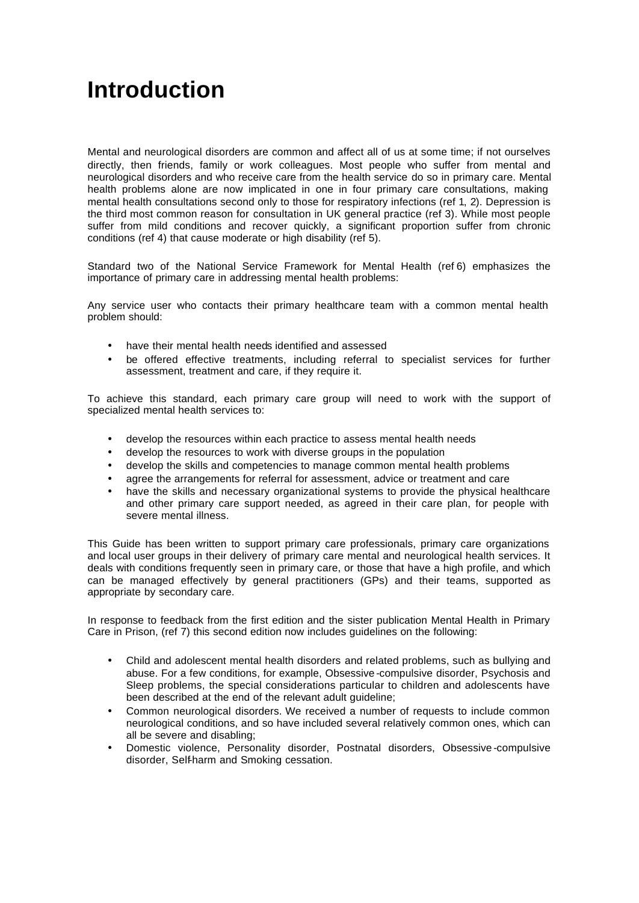# Introduction

Mental and neurological disorders are common and affect all of us at some time; if not ourselves directly, then friends, family or work colleagues. Most people who suffer from mental and neurological disorders and who receive care from the health service do so in primary care. Mental health problems alone are now implicated in one in four primary care consultations, making mental health consultations second only to those for respiratory infections (ref 1, 2). Depression is the third most common reason for consultation in UK general practice (ref 3). While most people suffer from mild conditions and recover quickly, a significant proportion suffer from chronic conditions (ref 4) that cause moderate or high disability (ref 5).

Standard two of the National Service Framework for Mental Health (ref 6) emphasizes the importance of primary care in addressing mental health problems:

Any service user who contacts their primary healthcare team with a common mental health problem should:

- have their mental health needs identified and assessed
- be offered effective treatments, including referral to specialist services for further assessment, treatment and care, if they require it.

To achieve this standard, each primary care group will need to work with the support of specialized mental health services to:

- develop the resources within each practice to assess mental health needs
- develop the resources to work with diverse groups in the population
- develop the skills and competencies to manage common mental health problems
- agree the arrangements for referral for assessment, advice or treatment and care
- have the skills and necessary organizational systems to provide the physical healthcare and other primary care support needed, as agreed in their care plan, for people with severe mental illness.

This Guide has been written to support primary care professionals, primary care organizations and local user groups in their delivery of primary care mental and neurological health services. It deals with conditions frequently seen in primary care, or those that have a high profile, and which can be managed effectively by general practitioners (GPs) and their teams, supported as appropriate by secondary care.

In response to feedback from the first edition and the sister publication Mental Health in Primary Care in Prison, (ref 7) this second edition now includes guidelines on the following:

- Child and adolescent mental health disorders and related problems, such as bullying and abuse. For a few conditions, for example, Obsessive-compulsive disorder, Psychosis and Sleep problems, the special considerations particular to children and adolescents have been described at the end of the relevant adult guideline;
- Common neurological disorders. We received a number of requests to include common neurological conditions, and so have included several relatively common ones, which can all be severe and disabling;
- Domestic violence, Personality disorder, Postnatal disorders, Obsessive-compulsive disorder, Self-harm and Smoking cessation.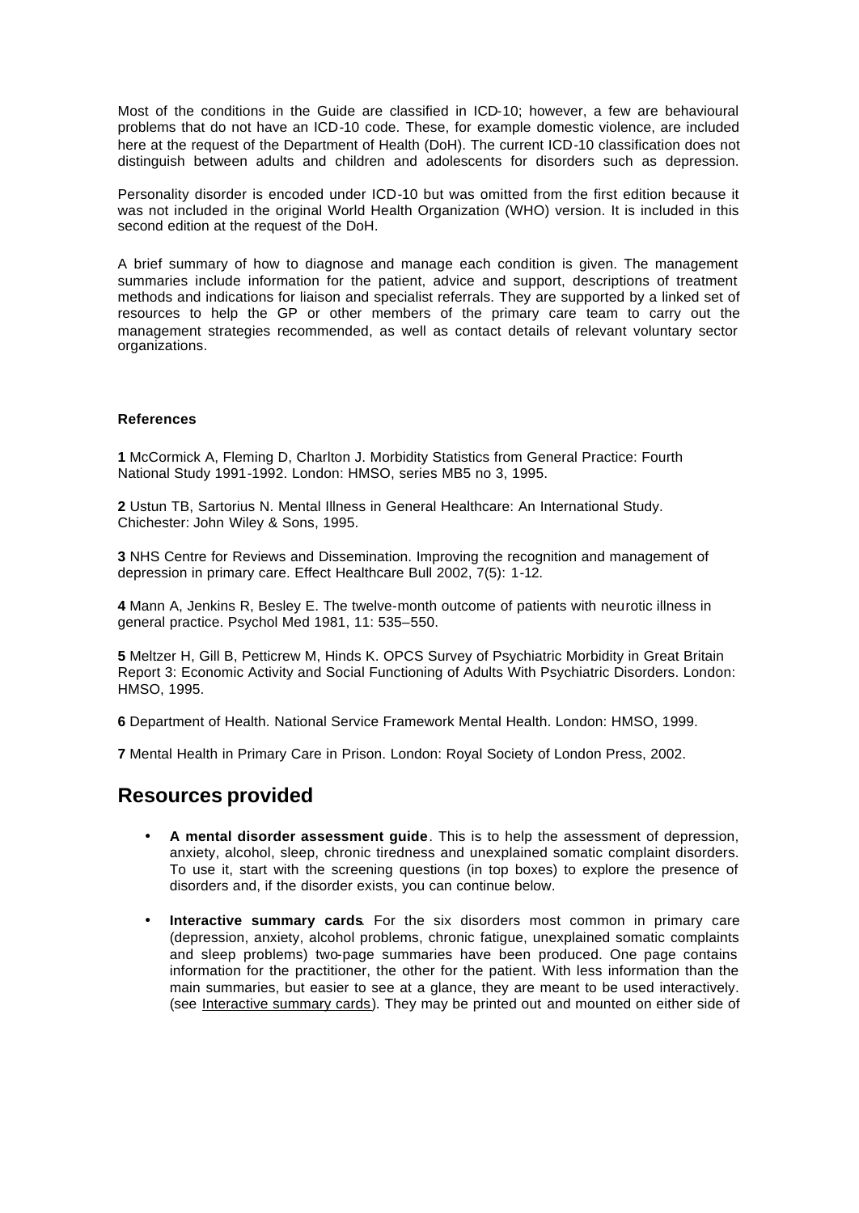Most of the conditions in the Guide are classified in ICD-10; however, a few are behavioural problems that do not have an ICD-10 code. These, for example domestic violence, are included here at the request of the Department of Health (DoH). The current ICD-10 classification does not distinguish between adults and children and adolescents for disorders such as depression.

Personality disorder is encoded under ICD-10 but was omitted from the first edition because it was not included in the original World Health Organization (WHO) version. It is included in this second edition at the request of the DoH.

A brief summary of how to diagnose and manage each condition is given. The management summaries include information for the patient, advice and support, descriptions of treatment methods and indications for liaison and specialist referrals. They are supported by a linked set of resources to help the GP or other members of the primary care team to carry out the management strategies recommended, as well as contact details of relevant voluntary sector organizations.

**References**

**1** McCormick A, Fleming D, Charlton J. Morbidity Statistics from General Practice: Fourth National Study 1991-1992. London: HMSO, series MB5 no 3, 1995.

**2** Ustun TB, Sartorius N. Mental Illness in General Healthcare: An International Study. Chichester: John Wiley & Sons, 1995.

**3** NHS Centre for Reviews and Dissemination. Improving the recognition and management of depression in primary care. Effect Healthcare Bull 2002, 7(5): 1-12.

**4** Mann A, Jenkins R, Besley E. The twelve-month outcome of patients with neurotic illness in general practice. Psychol Med 1981, 11: 535–550.

**5** Meltzer H, Gill B, Petticrew M, Hinds K. OPCS Survey of Psychiatric Morbidity in Great Britain Report 3: Economic Activity and Social Functioning of Adults With Psychiatric Disorders. London: HMSO, 1995.

**6** Department of Health. National Service Framework Mental Health. London: HMSO, 1999.

**7** Mental Health in Primary Care in Prison. London: Royal Society of London Press, 2002.

## Resources provided

- **A mental disorder assessment guide**. This is to help the assessment of depression, anxiety, alcohol, sleep, chronic tiredness and unexplained somatic complaint disorders. To use it, start with the screening questions (in top boxes) to explore the presence of disorders and, if the disorder exists, you can continue below.
- **Interactive summary cards**. For the six disorders most common in primary care (depression, anxiety, alcohol problems, chronic fatigue, unexplained somatic complaints and sleep problems) two-page summaries have been produced. One page contains information for the practitioner, the other for the patient. With less information than the main summaries, but easier to see at a glance, they are meant to be used interactively. (see Interactive summary cards). They may be printed out and mounted on either side of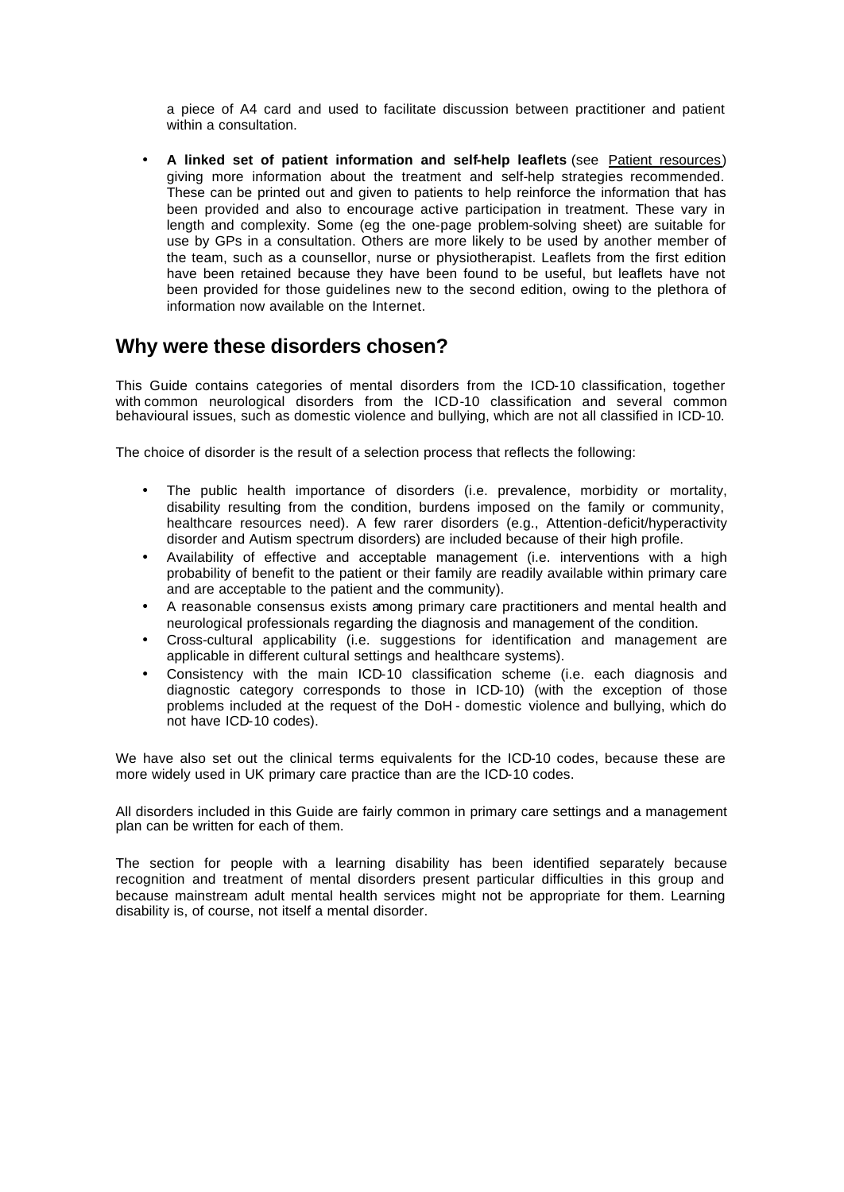a piece of A4 card and used to facilitate discussion between practitioner and patient within a consultation.

- **A linked set of patient information and self-help leaflets** (see Patient resources) giving more information about the treatment and self-help strategies recommended. These can be printed out and given to patients to help reinforce the information that has been provided and also to encourage active participation in treatment. These vary in length and complexity. Some (eg the one-page problem-solving sheet) are suitable for use by GPs in a consultation. Others are more likely to be used by another member of the team, such as a counsellor, nurse or physiotherapist. Leaflets from the first edition have been retained because they have been found to be useful, but leaflets have not been provided for those guidelines new to the second edition, owing to the plethora of information now available on the Internet.

## Why were these disorders chosen?

This Guide contains categories of mental disorders from the ICD-10 classification, together with common neurological disorders from the ICD-10 classification and several common behavioural issues, such as domestic violence and bullying, which are not all classified in ICD-10.

The choice of disorder is the result of a selection process that reflects the following:

- The public health importance of disorders (i.e. prevalence, morbidity or mortality, disability resulting from the condition, burdens imposed on the family or community, healthcare resources need). A few rarer disorders (e.g., Attention-deficit/hyperactivity disorder and Autism spectrum disorders) are included because of their high profile.
- Availability of effective and acceptable management (i.e. interventions with a high probability of benefit to the patient or their family are readily available within primary care and are acceptable to the patient and the community).
- A reasonable consensus exists among primary care practitioners and mental health and neurological professionals regarding the diagnosis and management of the condition.
- Cross-cultural applicability (i.e. suggestions for identification and management are applicable in different cultural settings and healthcare systems).
- Consistency with the main ICD-10 classification scheme (i.e. each diagnosis and diagnostic category corresponds to those in ICD-10) (with the exception of those problems included at the request of the DoH - domestic violence and bullying, which do not have ICD-10 codes).

We have also set out the clinical terms equivalents for the ICD-10 codes, because these are more widely used in UK primary care practice than are the ICD-10 codes.

All disorders included in this Guide are fairly common in primary care settings and a management plan can be written for each of them.

The section for people with a learning disability has been identified separately because recognition and treatment of mental disorders present particular difficulties in this group and because mainstream adult mental health services might not be appropriate for them. Learning disability is, of course, not itself a mental disorder.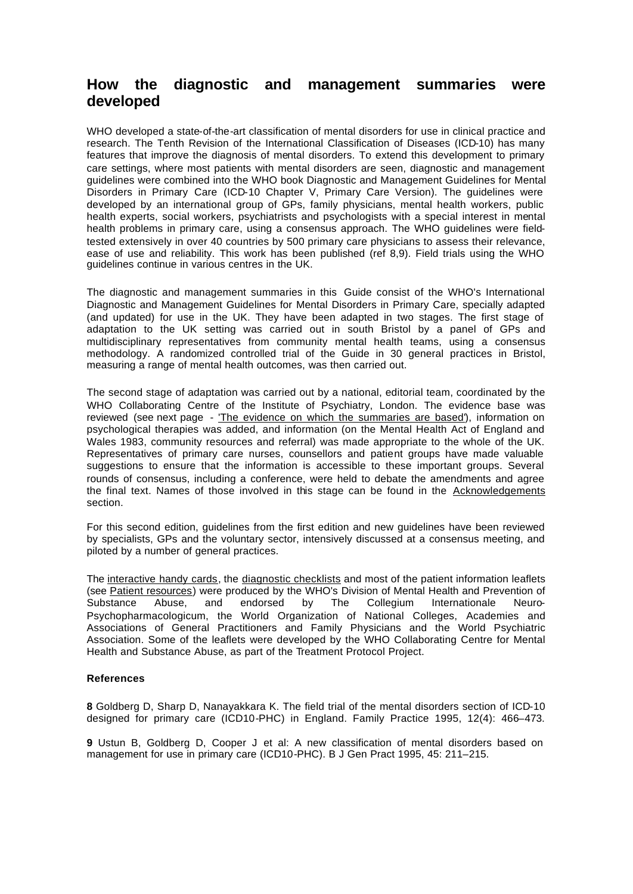# How the diagnostic and management summaries were developed

WHO developed a state-of-the-art classification of mental disorders for use in clinical practice and research. The Tenth Revision of the International Classification of Diseases (ICD-10) has many features that improve the diagnosis of mental disorders. To extend this development to primary care settings, where most patients with mental disorders are seen, diagnostic and management guidelines were combined into the WHO book Diagnostic and Management Guidelines for Mental Disorders in Primary Care (ICD-10 Chapter V, Primary Care Version). The guidelines were developed by an international group of GPs, family physicians, mental health workers, public health experts, social workers, psychiatrists and psychologists with a special interest in mental health problems in primary care, using a consensus approach. The WHO guidelines were field-tested extensively in over 40 countries by 500 primary care physicians to assess their relevance, ease of use and reliability. This work has been published (ref 8,9). Field trials using the WHO guidelines continue in various centres in the UK.

The diagnostic and management summaries in this Guide consist of the WHO's International Diagnostic and Management Guidelines for Mental Disorders in Primary Care, specially adapted (and updated) for use in the UK. They have been adapted in two stages. The first stage of adaptation to the UK setting was carried out in south Bristol by a panel of GPs and multidisciplinary representatives from community mental health teams, using a consensus methodology. A randomized controlled trial of the Guide in 30 general practices in Bristol, measuring a range of mental health outcomes, was then carried out.

The second stage of adaptation was carried out by a national, editorial team, coordinated by the WHO Collaborating Centre of the Institute of Psychiatry, London. The evidence base was reviewed (see next page - 'The evidence on which the summaries are based'), information on psychological therapies was added, and information (on the Mental Health Act of England and Wales 1983, community resources and referral) was made appropriate to the whole of the UK. Representatives of primary care nurses, counsellors and patient groups have made valuable suggestions to ensure that the information is accessible to these important groups. Several rounds of consensus, including a conference, were held to debate the amendments and agree the final text. Names of those involved in this stage can be found in the Acknowledgements section.

For this second edition, guidelines from the first edition and new guidelines have been reviewed by specialists, GPs and the voluntary sector, intensively discussed at a consensus meeting, and piloted by a number of general practices.

The interactive handy cards, the diagnostic checklists and most of the patient information leaflets (see Patient resources) were produced by the WHO's Division of Mental Health and Prevention of Substance Abuse, and endorsed by The Collegium Internationale Neuro-Psychopharmacologicum, the World Organization of National Colleges, Academies and Associations of General Practitioners and Family Physicians and the World Psychiatric Association. Some of the leaflets were developed by the WHO Collaborating Centre for Mental Health and Substance Abuse, as part of the Treatment Protocol Project.

**References**

**8** Goldberg D, Sharp D, Nanayakkara K. The field trial of the mental disorders section of ICD-10 designed for primary care (ICD10-PHC) in England. Family Practice 1995, 12(4): 466–473.

**9** Ustun B, Goldberg D, Cooper J et al: A new classification of mental disorders based on management for use in primary care (ICD10-PHC). B J Gen Pract 1995, 45: 211–215.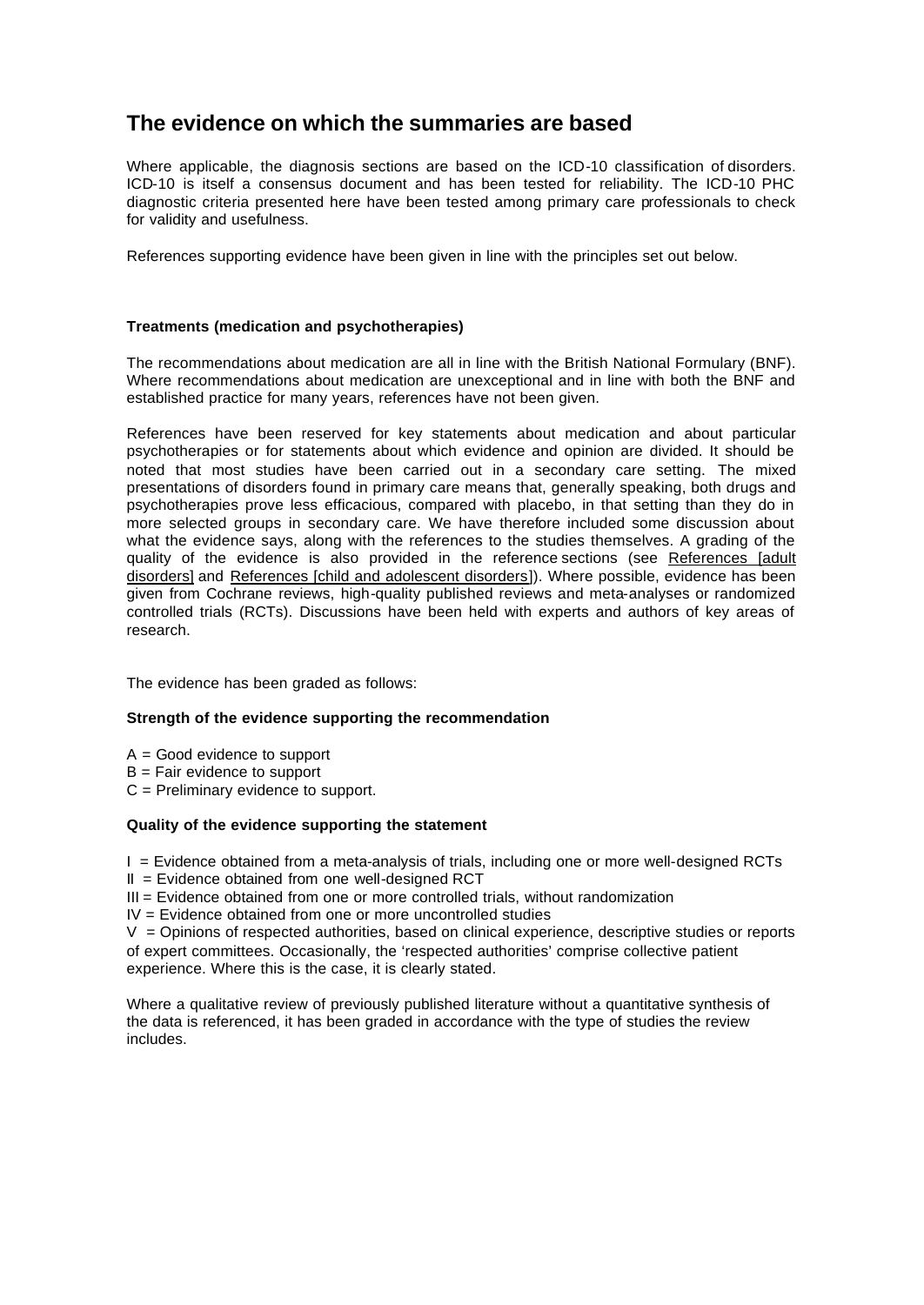# The evidence on which the summaries are based

Where applicable, the diagnosis sections are based on the ICD-10 classification of disorders. ICD-10 is itself a consensus document and has been tested for reliability. The ICD-10 PHC diagnostic criteria presented here have been tested among primary care professionals to check for validity and usefulness.

References supporting evidence have been given in line with the principles set out below.

#### Treatments (medication and psychotherapies)

The recommendations about medication are all in line with the British National Formulary (BNF). Where recommendations about medication are unexceptional and in line with both the BNF and established practice for many years, references have not been given.

References have been reserved for key statements about medication and about particular psychotherapies or for statements about which evidence and opinion are divided. It should be noted that most studies have been carried out in a secondary care setting. The mixed presentations of disorders found in primary care means that, generally speaking, both drugs and psychotherapies prove less efficacious, compared with placebo, in that setting than they do in more selected groups in secondary care. We have therefore included some discussion about what the evidence says, along with the references to the studies themselves. A grading of the quality of the evidence is also provided in the reference sections (see References [adult disorders] and References [child and adolescent disorders]). Where possible, evidence has been given from Cochrane reviews, high-quality published reviews and meta-analyses or randomized controlled trials (RCTs). Discussions have been held with experts and authors of key areas of research.

The evidence has been graded as follows:

#### Strength of the evidence supporting the recommendation

A = Good evidence to support
B = Fair evidence to support
C = Preliminary evidence to support.

#### Quality of the evidence supporting the statement

I = Evidence obtained from a meta-analysis of trials, including one or more well-designed RCTs
II = Evidence obtained from one well-designed RCT
III = Evidence obtained from one or more controlled trials, without randomization
IV = Evidence obtained from one or more uncontrolled studies
V = Opinions of respected authorities, based on clinical experience, descriptive studies or reports of expert committees. Occasionally, the 'respected authorities' comprise collective patient experience. Where this is the case, it is clearly stated.

Where a qualitative review of previously published literature without a quantitative synthesis of the data is referenced, it has been graded in accordance with the type of studies the review includes.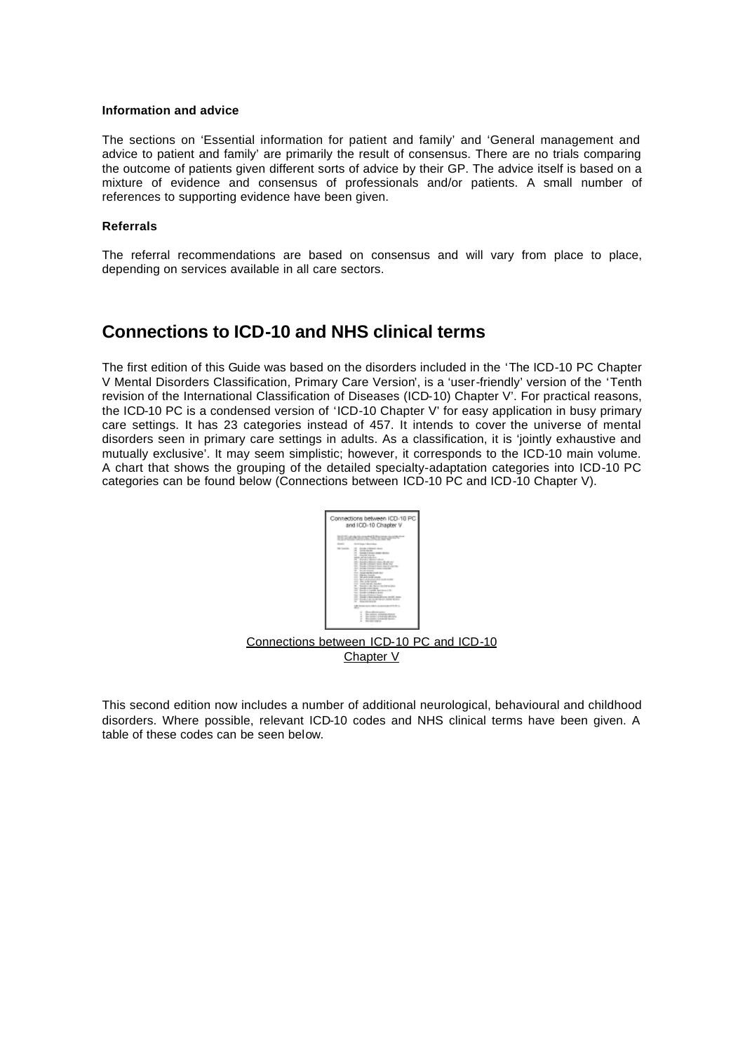### Information and advice

The sections on 'Essential information for patient and family' and 'General management and advice to patient and family' are primarily the result of consensus. There are no trials comparing the outcome of patients given different sorts of advice by their GP. The advice itself is based on a mixture of evidence and consensus of professionals and/or patients. A small number of references to supporting evidence have been given.

### Referrals

The referral recommendations are based on consensus and will vary from place to place, depending on services available in all care sectors.

## Connections to ICD-10 and NHS clinical terms

The first edition of this Guide was based on the disorders included in the 'The ICD-10 PC Chapter V Mental Disorders Classification, Primary Care Version', is a 'user-friendly' version of the 'Tenth revision of the International Classification of Diseases (ICD-10) Chapter V'. For practical reasons, the ICD-10 PC is a condensed version of 'ICD-10 Chapter V' for easy application in busy primary care settings. It has 23 categories instead of 457. It intends to cover the universe of mental disorders seen in primary care settings in adults. As a classification, it is 'jointly exhaustive and mutually exclusive'. It may seem simplistic; however, it corresponds to the ICD-10 main volume. A chart that shows the grouping of the detailed specialty-adaptation categories into ICD-10 PC categories can be found below (Connections between ICD-10 PC and ICD-10 Chapter V).

Connections between ICD-10 PC and ICD-10 Chapter V

This second edition now includes a number of additional neurological, behavioural and childhood disorders. Where possible, relevant ICD-10 codes and NHS clinical terms have been given. A table of these codes can be seen below.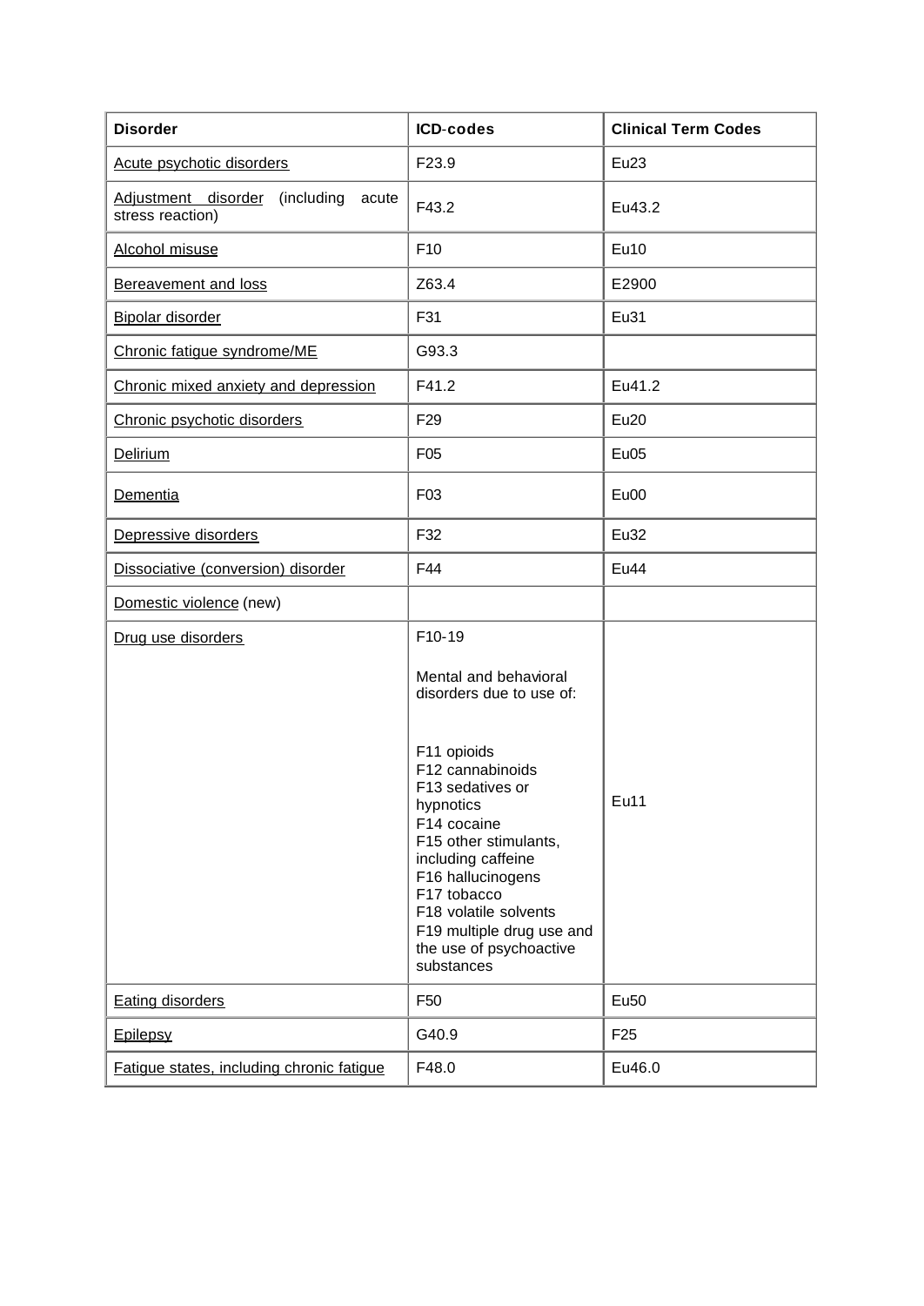| Disorder | ICD-codes | Clinical Term Codes |
|---|---|---|
| Acute psychotic disorders | F23.9 | Eu23 |
| Adjustment disorder (including acute stress reaction) | F43.2 | Eu43.2 |
| Alcohol misuse | F10 | Eu10 |
| Bereavement and loss | Z63.4 | E2900 |
| Bipolar disorder | F31 | Eu31 |
| Chronic fatigue syndrome/ME | G93.3 | |
| Chronic mixed anxiety and depression | F41.2 | Eu41.2 |
| Chronic psychotic disorders | F29 | Eu20 |
| Delirium | F05 | Eu05 |
| Dementia | F03 | Eu00 |
| Depressive disorders | F32 | Eu32 |
| Dissociative (conversion) disorder | F44 | Eu44 |
| Domestic violence (new) | | |
| Drug use disorders | F10-19<br><br>Mental and behavioral disorders due to use of:<br><br>F11 opioids<br>F12 cannabinoids<br>F13 sedatives or hypnotics<br>F14 cocaine<br>F15 other stimulants, including caffeine<br>F16 hallucinogens<br>F17 tobacco<br>F18 volatile solvents<br>F19 multiple drug use and the use of psychoactive substances | Eu11 |
| Eating disorders | F50 | Eu50 |
| Epilepsy | G40.9 | F25 |
| Fatigue states, including chronic fatigue | F48.0 | Eu46.0 |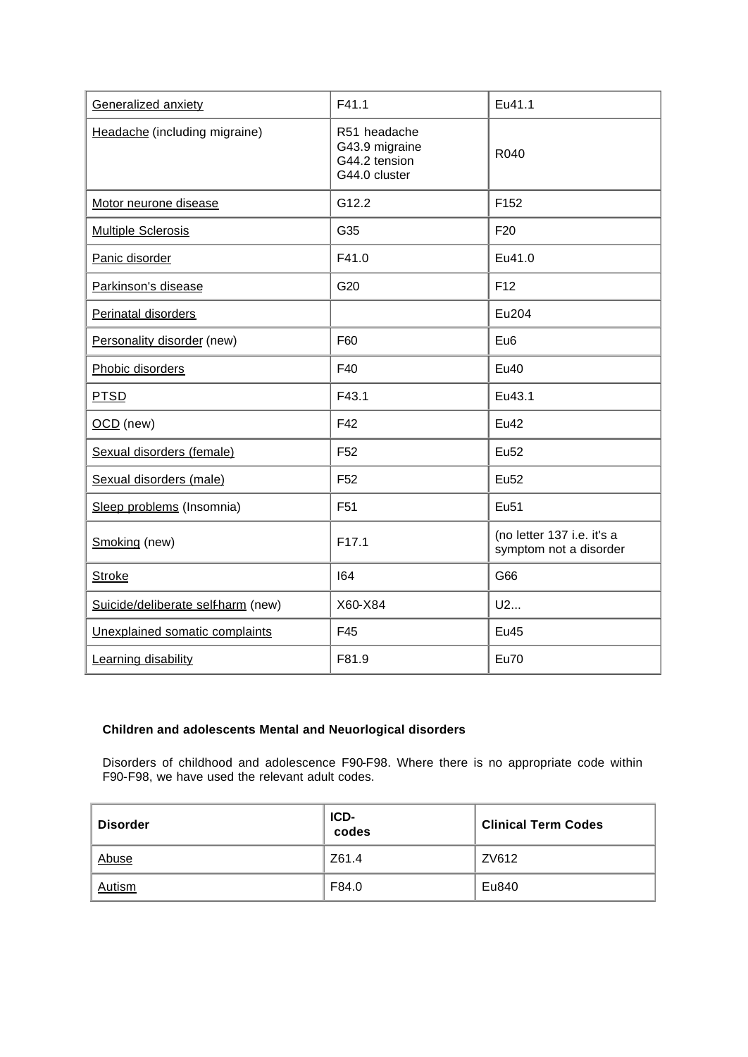| | | |
|---|---|---|
| Generalized anxiety | F41.1 | Eu41.1 |
| Headache (including migraine) | R51 headache<br>G43.9 migraine<br>G44.2 tension<br>G44.0 cluster | R040 |
| Motor neurone disease | G12.2 | F152 |
| Multiple Sclerosis | G35 | F20 |
| Panic disorder | F41.0 | Eu41.0 |
| Parkinson's disease | G20 | F12 |
| Perinatal disorders | | Eu204 |
| Personality disorder (new) | F60 | Eu6 |
| Phobic disorders | F40 | Eu40 |
| PTSD | F43.1 | Eu43.1 |
| OCD (new) | F42 | Eu42 |
| Sexual disorders (female) | F52 | Eu52 |
| Sexual disorders (male) | F52 | Eu52 |
| Sleep problems (Insomnia) | F51 | Eu51 |
| Smoking (new) | F17.1 | (no letter 137 i.e. it's a symptom not a disorder |
| Stroke | I64 | G66 |
| Suicide/deliberate self-harm (new) | X60-X84 | U2... |
| Unexplained somatic complaints | F45 | Eu45 |
| Learning disability | F81.9 | Eu70 |

**Children and adolescents Mental and Neuorlogical disorders**

Disorders of childhood and adolescence F90-F98. Where there is no appropriate code within F90-F98, we have used the relevant adult codes.

| Disorder | ICD-codes | Clinical Term Codes |
|---|---|---|
| Abuse | Z61.4 | ZV612 |
| Autism | F84.0 | Eu840 |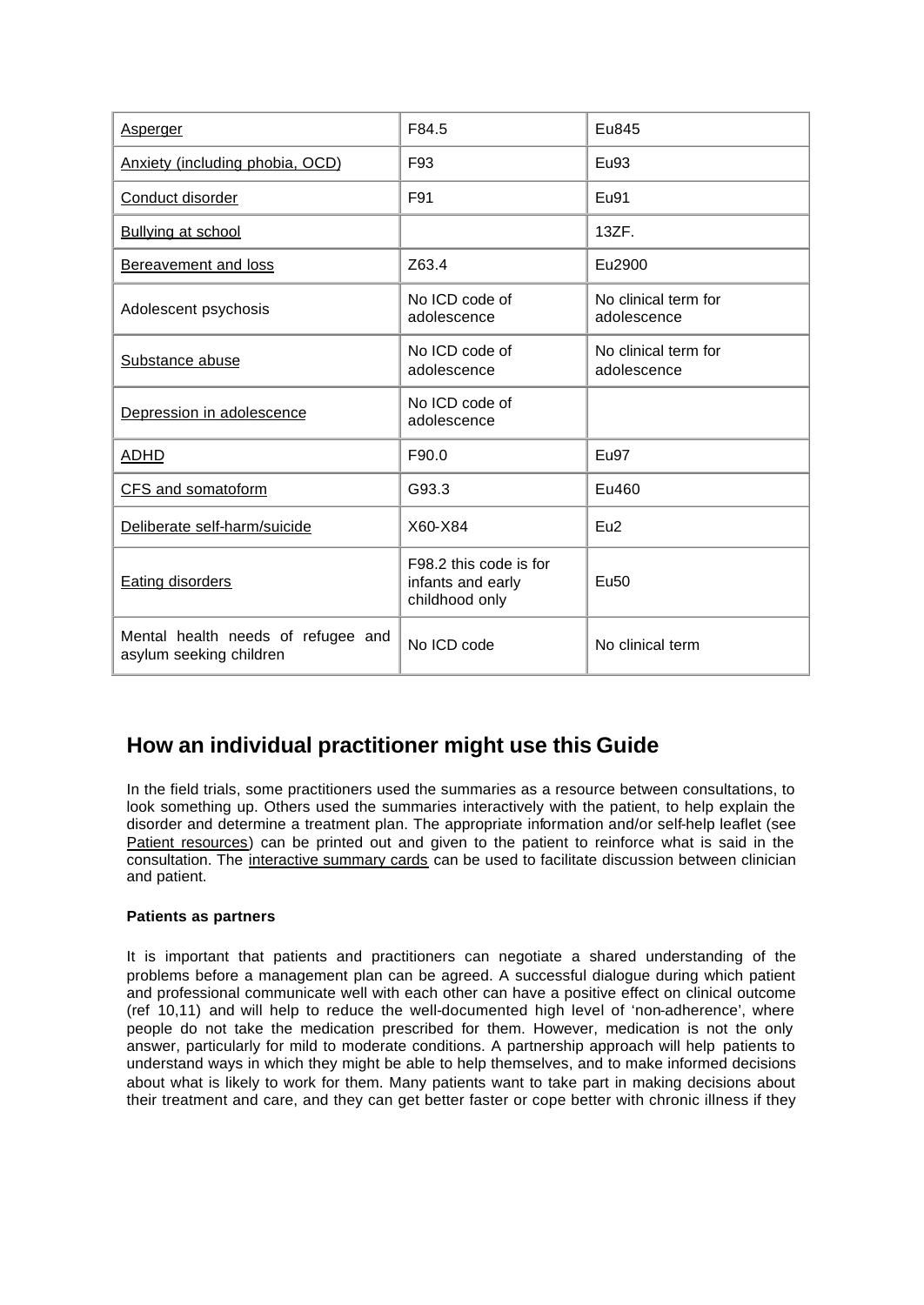| Asperger | F84.5 | Eu845 |
|---|---|---|
| Anxiety (including phobia, OCD) | F93 | Eu93 |
| Conduct disorder | F91 | Eu91 |
| Bullying at school | | 13ZF. |
| Bereavement and loss | Z63.4 | Eu2900 |
| Adolescent psychosis | No ICD code of adolescence | No clinical term for adolescence |
| Substance abuse | No ICD code of adolescence | No clinical term for adolescence |
| Depression in adolescence | No ICD code of adolescence | |
| ADHD | F90.0 | Eu97 |
| CFS and somatoform | G93.3 | Eu460 |
| Deliberate self-harm/suicide | X60-X84 | Eu2 |
| Eating disorders | F98.2 this code is for infants and early childhood only | Eu50 |
| Mental health needs of refugee and asylum seeking children | No ICD code | No clinical term |

## How an individual practitioner might use this Guide

In the field trials, some practitioners used the summaries as a resource between consultations, to look something up. Others used the summaries interactively with the patient, to help explain the disorder and determine a treatment plan. The appropriate information and/or self-help leaflet (see Patient resources) can be printed out and given to the patient to reinforce what is said in the consultation. The interactive summary cards can be used to facilitate discussion between clinician and patient.

**Patients as partners**

It is important that patients and practitioners can negotiate a shared understanding of the problems before a management plan can be agreed. A successful dialogue during which patient and professional communicate well with each other can have a positive effect on clinical outcome (ref 10,11) and will help to reduce the well-documented high level of 'non-adherence', where people do not take the medication prescribed for them. However, medication is not the only answer, particularly for mild to moderate conditions. A partnership approach will help patients to understand ways in which they might be able to help themselves, and to make informed decisions about what is likely to work for them. Many patients want to take part in making decisions about their treatment and care, and they can get better faster or cope better with chronic illness if they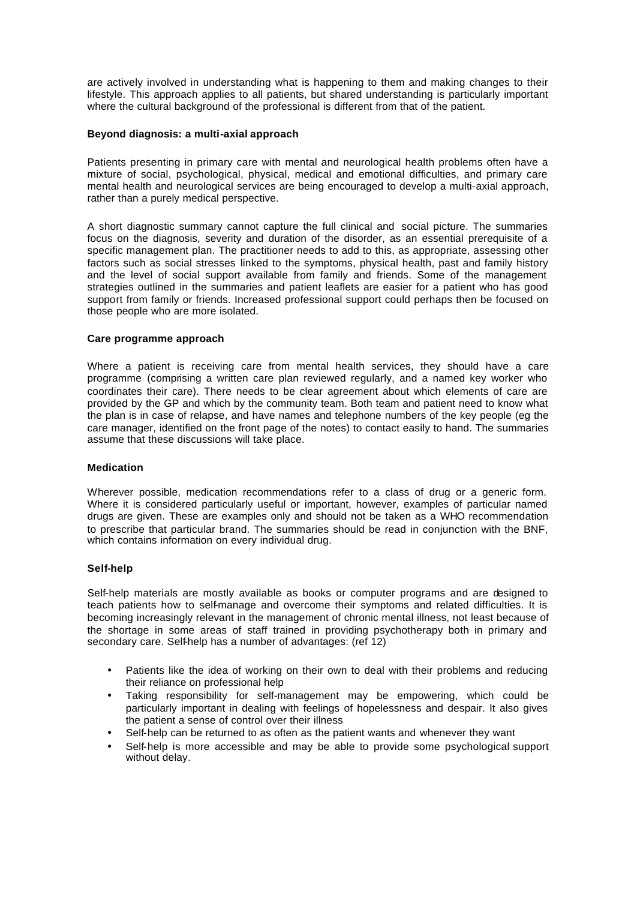are actively involved in understanding what is happening to them and making changes to their lifestyle. This approach applies to all patients, but shared understanding is particularly important where the cultural background of the professional is different from that of the patient.

**Beyond diagnosis: a multi-axial approach**

Patients presenting in primary care with mental and neurological health problems often have a mixture of social, psychological, physical, medical and emotional difficulties, and primary care mental health and neurological services are being encouraged to develop a multi-axial approach, rather than a purely medical perspective.

A short diagnostic summary cannot capture the full clinical and social picture. The summaries focus on the diagnosis, severity and duration of the disorder, as an essential prerequisite of a specific management plan. The practitioner needs to add to this, as appropriate, assessing other factors such as social stresses linked to the symptoms, physical health, past and family history and the level of social support available from family and friends. Some of the management strategies outlined in the summaries and patient leaflets are easier for a patient who has good support from family or friends. Increased professional support could perhaps then be focused on those people who are more isolated.

**Care programme approach**

Where a patient is receiving care from mental health services, they should have a care programme (comprising a written care plan reviewed regularly, and a named key worker who coordinates their care). There needs to be clear agreement about which elements of care are provided by the GP and which by the community team. Both team and patient need to know what the plan is in case of relapse, and have names and telephone numbers of the key people (eg the care manager, identified on the front page of the notes) to contact easily to hand. The summaries assume that these discussions will take place.

**Medication**

Wherever possible, medication recommendations refer to a class of drug or a generic form. Where it is considered particularly useful or important, however, examples of particular named drugs are given. These are examples only and should not be taken as a WHO recommendation to prescribe that particular brand. The summaries should be read in conjunction with the BNF, which contains information on every individual drug.

**Self-help**

Self-help materials are mostly available as books or computer programs and are designed to teach patients how to self-manage and overcome their symptoms and related difficulties. It is becoming increasingly relevant in the management of chronic mental illness, not least because of the shortage in some areas of staff trained in providing psychotherapy both in primary and secondary care. Self-help has a number of advantages: (ref 12)

- Patients like the idea of working on their own to deal with their problems and reducing their reliance on professional help
- Taking responsibility for self-management may be empowering, which could be particularly important in dealing with feelings of hopelessness and despair. It also gives the patient a sense of control over their illness
- Self-help can be returned to as often as the patient wants and whenever they want
- Self-help is more accessible and may be able to provide some psychological support without delay.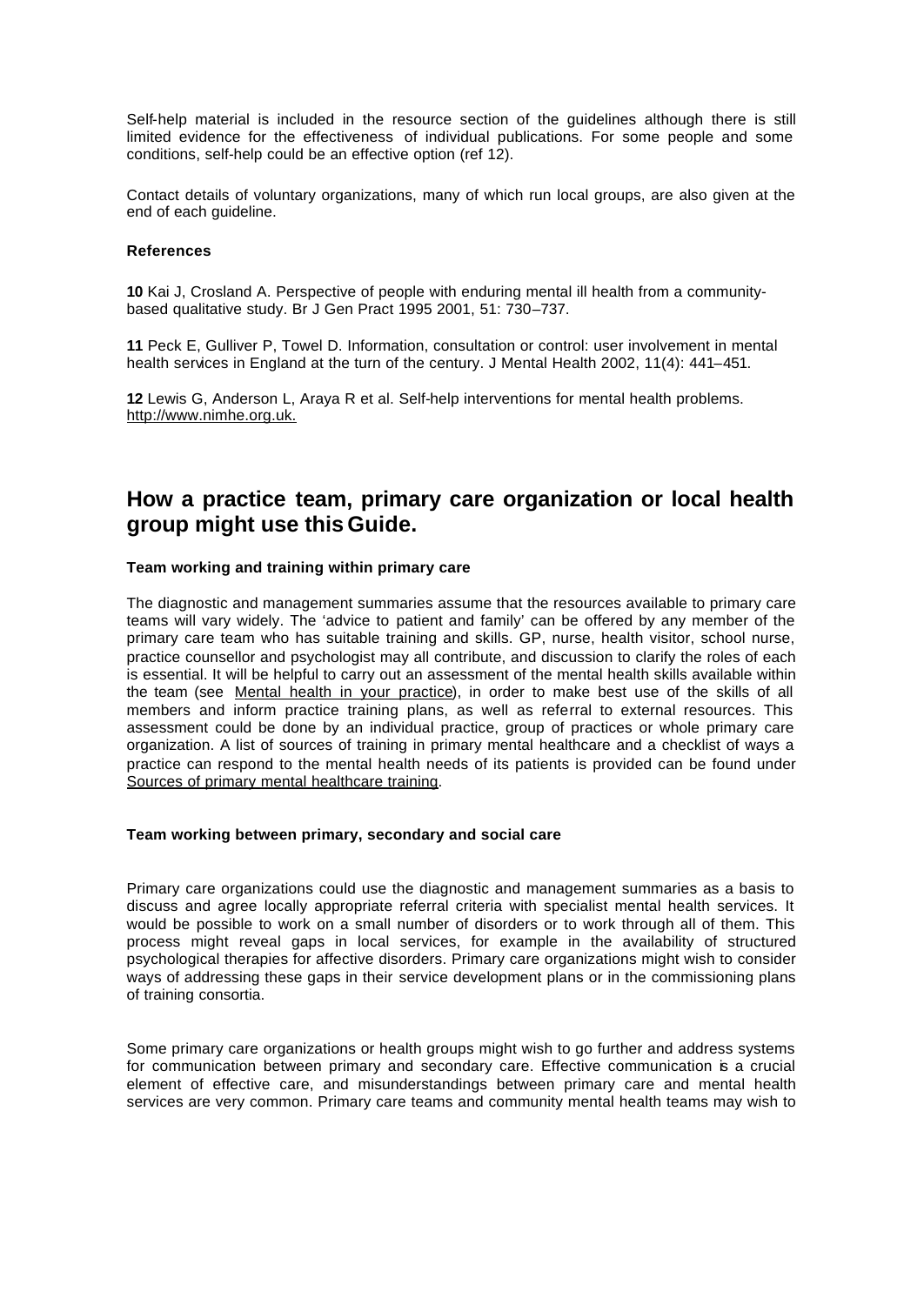Self-help material is included in the resource section of the guidelines although there is still limited evidence for the effectiveness of individual publications. For some people and some conditions, self-help could be an effective option (ref 12).

Contact details of voluntary organizations, many of which run local groups, are also given at the end of each guideline.

**References**

**10** Kai J, Crosland A. Perspective of people with enduring mental ill health from a community-based qualitative study. Br J Gen Pract 1995 2001, 51: 730–737.

**11** Peck E, Gulliver P, Towel D. Information, consultation or control: user involvement in mental health services in England at the turn of the century. J Mental Health 2002, 11(4): 441–451.

**12** Lewis G, Anderson L, Araya R et al. Self-help interventions for mental health problems. http://www.nimhe.org.uk.

## How a practice team, primary care organization or local health group might use this Guide.

**Team working and training within primary care**

The diagnostic and management summaries assume that the resources available to primary care teams will vary widely. The 'advice to patient and family' can be offered by any member of the primary care team who has suitable training and skills. GP, nurse, health visitor, school nurse, practice counsellor and psychologist may all contribute, and discussion to clarify the roles of each is essential. It will be helpful to carry out an assessment of the mental health skills available within the team (see Mental health in your practice), in order to make best use of the skills of all members and inform practice training plans, as well as referral to external resources. This assessment could be done by an individual practice, group of practices or whole primary care organization. A list of sources of training in primary mental healthcare and a checklist of ways a practice can respond to the mental health needs of its patients is provided can be found under Sources of primary mental healthcare training.

**Team working between primary, secondary and social care**

Primary care organizations could use the diagnostic and management summaries as a basis to discuss and agree locally appropriate referral criteria with specialist mental health services. It would be possible to work on a small number of disorders or to work through all of them. This process might reveal gaps in local services, for example in the availability of structured psychological therapies for affective disorders. Primary care organizations might wish to consider ways of addressing these gaps in their service development plans or in the commissioning plans of training consortia.

Some primary care organizations or health groups might wish to go further and address systems for communication between primary and secondary care. Effective communication is a crucial element of effective care, and misunderstandings between primary care and mental health services are very common. Primary care teams and community mental health teams may wish to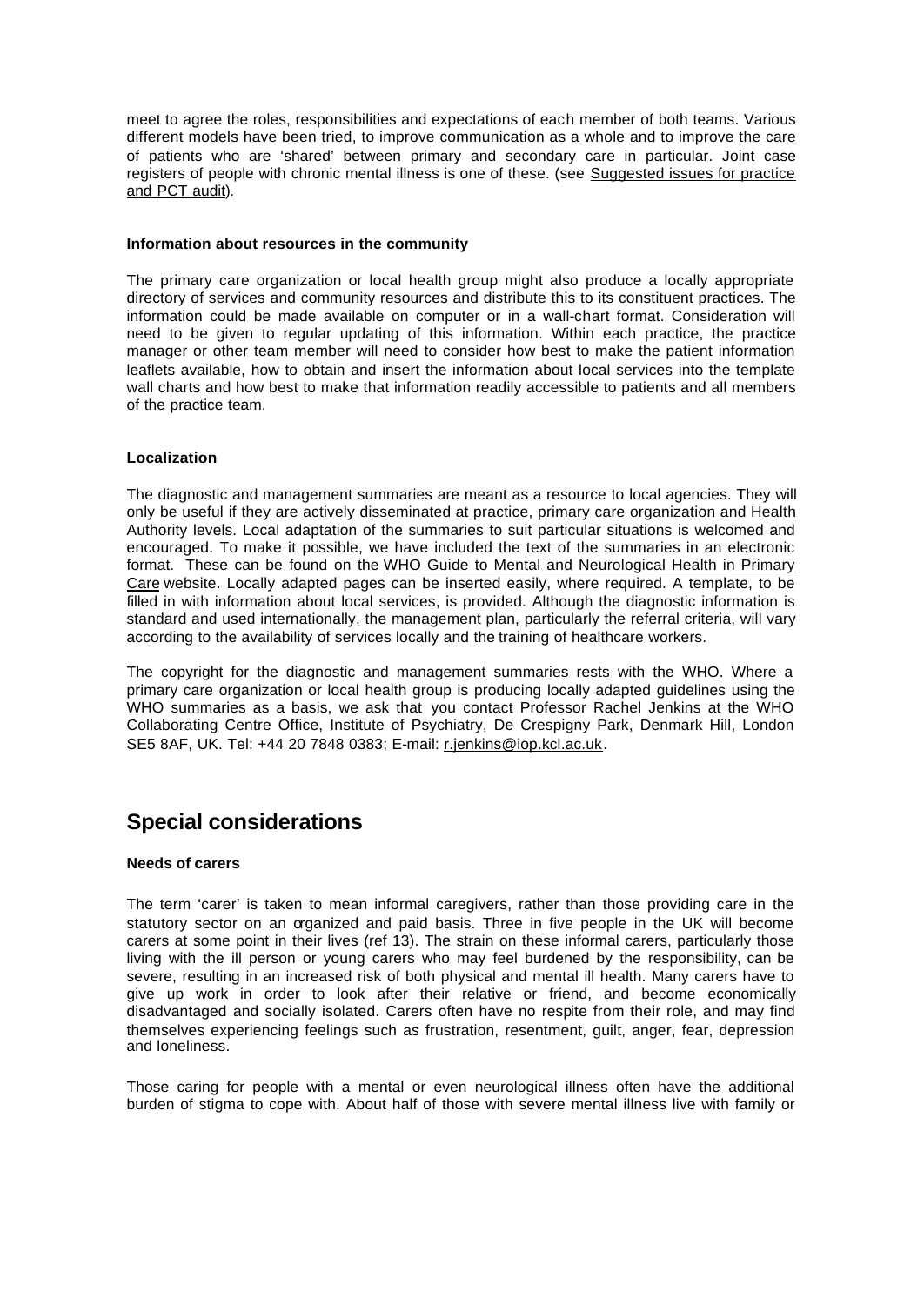meet to agree the roles, responsibilities and expectations of each member of both teams. Various different models have been tried, to improve communication as a whole and to improve the care of patients who are 'shared' between primary and secondary care in particular. Joint case registers of people with chronic mental illness is one of these. (see Suggested issues for practice and PCT audit).

**Information about resources in the community**

The primary care organization or local health group might also produce a locally appropriate directory of services and community resources and distribute this to its constituent practices. The information could be made available on computer or in a wall-chart format. Consideration will need to be given to regular updating of this information. Within each practice, the practice manager or other team member will need to consider how best to make the patient information leaflets available, how to obtain and insert the information about local services into the template wall charts and how best to make that information readily accessible to patients and all members of the practice team.

**Localization**

The diagnostic and management summaries are meant as a resource to local agencies. They will only be useful if they are actively disseminated at practice, primary care organization and Health Authority levels. Local adaptation of the summaries to suit particular situations is welcomed and encouraged. To make it possible, we have included the text of the summaries in an electronic format. These can be found on the WHO Guide to Mental and Neurological Health in Primary Care website. Locally adapted pages can be inserted easily, where required. A template, to be filled in with information about local services, is provided. Although the diagnostic information is standard and used internationally, the management plan, particularly the referral criteria, will vary according to the availability of services locally and the training of healthcare workers.

The copyright for the diagnostic and management summaries rests with the WHO. Where a primary care organization or local health group is producing locally adapted guidelines using the WHO summaries as a basis, we ask that you contact Professor Rachel Jenkins at the WHO Collaborating Centre Office, Institute of Psychiatry, De Crespigny Park, Denmark Hill, London SE5 8AF, UK. Tel: +44 20 7848 0383; E-mail: r.jenkins@iop.kcl.ac.uk.

## Special considerations

**Needs of carers**

The term 'carer' is taken to mean informal caregivers, rather than those providing care in the statutory sector on an organized and paid basis. Three in five people in the UK will become carers at some point in their lives (ref 13). The strain on these informal carers, particularly those living with the ill person or young carers who may feel burdened by the responsibility, can be severe, resulting in an increased risk of both physical and mental ill health. Many carers have to give up work in order to look after their relative or friend, and become economically disadvantaged and socially isolated. Carers often have no respite from their role, and may find themselves experiencing feelings such as frustration, resentment, guilt, anger, fear, depression and loneliness.

Those caring for people with a mental or even neurological illness often have the additional burden of stigma to cope with. About half of those with severe mental illness live with family or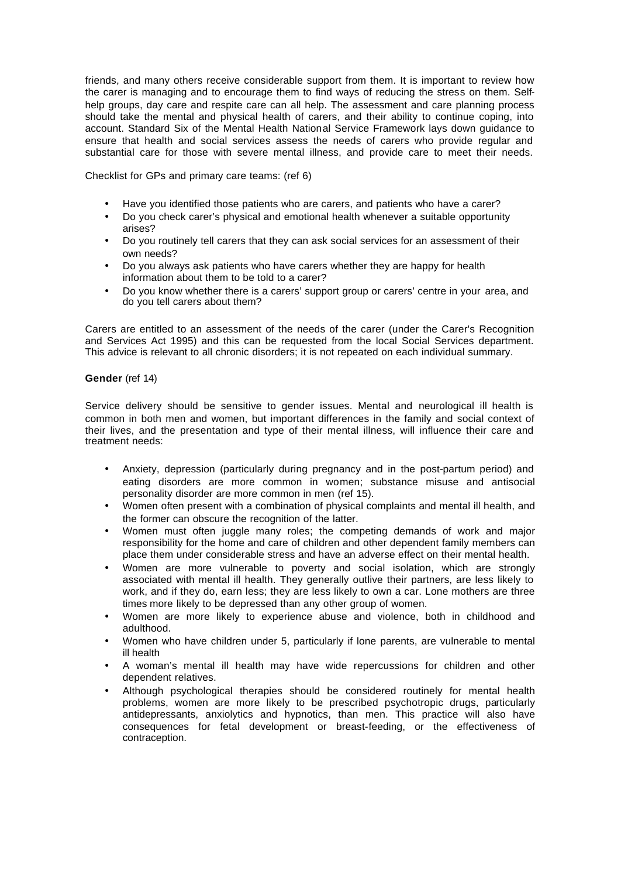friends, and many others receive considerable support from them. It is important to review how the carer is managing and to encourage them to find ways of reducing the stress on them. Self-help groups, day care and respite care can all help. The assessment and care planning process should take the mental and physical health of carers, and their ability to continue coping, into account. Standard Six of the Mental Health National Service Framework lays down guidance to ensure that health and social services assess the needs of carers who provide regular and substantial care for those with severe mental illness, and provide care to meet their needs.

Checklist for GPs and primary care teams: (ref 6)

- Have you identified those patients who are carers, and patients who have a carer?
- Do you check carer's physical and emotional health whenever a suitable opportunity arises?
- Do you routinely tell carers that they can ask social services for an assessment of their own needs?
- Do you always ask patients who have carers whether they are happy for health information about them to be told to a carer?
- Do you know whether there is a carers' support group or carers' centre in your area, and do you tell carers about them?

Carers are entitled to an assessment of the needs of the carer (under the Carer's Recognition and Services Act 1995) and this can be requested from the local Social Services department. This advice is relevant to all chronic disorders; it is not repeated on each individual summary.

**Gender** (ref 14)

Service delivery should be sensitive to gender issues. Mental and neurological ill health is common in both men and women, but important differences in the family and social context of their lives, and the presentation and type of their mental illness, will influence their care and treatment needs:

- Anxiety, depression (particularly during pregnancy and in the post-partum period) and eating disorders are more common in women; substance misuse and antisocial personality disorder are more common in men (ref 15).
- Women often present with a combination of physical complaints and mental ill health, and the former can obscure the recognition of the latter.
- Women must often juggle many roles; the competing demands of work and major responsibility for the home and care of children and other dependent family members can place them under considerable stress and have an adverse effect on their mental health.
- Women are more vulnerable to poverty and social isolation, which are strongly associated with mental ill health. They generally outlive their partners, are less likely to work, and if they do, earn less; they are less likely to own a car. Lone mothers are three times more likely to be depressed than any other group of women.
- Women are more likely to experience abuse and violence, both in childhood and adulthood.
- Women who have children under 5, particularly if lone parents, are vulnerable to mental ill health
- A woman's mental ill health may have wide repercussions for children and other dependent relatives.
- Although psychological therapies should be considered routinely for mental health problems, women are more likely to be prescribed psychotropic drugs, particularly antidepressants, anxiolytics and hypnotics, than men. This practice will also have consequences for fetal development or breast-feeding, or the effectiveness of contraception.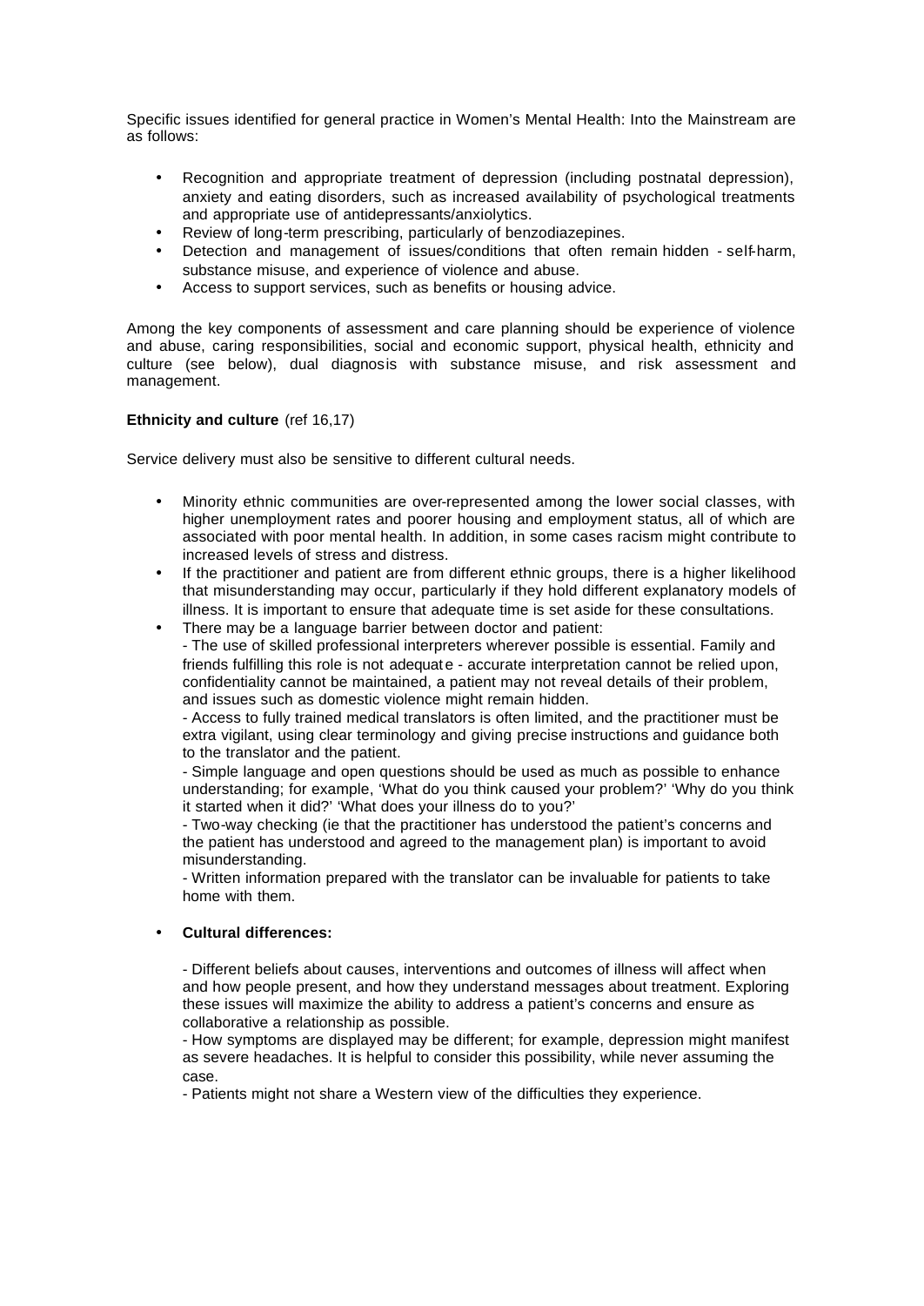Specific issues identified for general practice in Women's Mental Health: Into the Mainstream are as follows:

- Recognition and appropriate treatment of depression (including postnatal depression), anxiety and eating disorders, such as increased availability of psychological treatments and appropriate use of antidepressants/anxiolytics.
- Review of long-term prescribing, particularly of benzodiazepines.
- Detection and management of issues/conditions that often remain hidden - self-harm, substance misuse, and experience of violence and abuse.
- Access to support services, such as benefits or housing advice.

Among the key components of assessment and care planning should be experience of violence and abuse, caring responsibilities, social and economic support, physical health, ethnicity and culture (see below), dual diagnosis with substance misuse, and risk assessment and management.

**Ethnicity and culture** (ref 16,17)

Service delivery must also be sensitive to different cultural needs.

- Minority ethnic communities are over-represented among the lower social classes, with higher unemployment rates and poorer housing and employment status, all of which are associated with poor mental health. In addition, in some cases racism might contribute to increased levels of stress and distress.
- If the practitioner and patient are from different ethnic groups, there is a higher likelihood that misunderstanding may occur, particularly if they hold different explanatory models of illness. It is important to ensure that adequate time is set aside for these consultations.
- There may be a language barrier between doctor and patient:

  - The use of skilled professional interpreters wherever possible is essential. Family and friends fulfilling this role is not adequate - accurate interpretation cannot be relied upon, confidentiality cannot be maintained, a patient may not reveal details of their problem, and issues such as domestic violence might remain hidden.

  - Access to fully trained medical translators is often limited, and the practitioner must be extra vigilant, using clear terminology and giving precise instructions and guidance both to the translator and the patient.

  - Simple language and open questions should be used as much as possible to enhance understanding; for example, 'What do you think caused your problem?' 'Why do you think it started when it did?' 'What does your illness do to you?'

  - Two-way checking (ie that the practitioner has understood the patient's concerns and the patient has understood and agreed to the management plan) is important to avoid misunderstanding.

  - Written information prepared with the translator can be invaluable for patients to take home with them.

- **Cultural differences:**

  - Different beliefs about causes, interventions and outcomes of illness will affect when and how people present, and how they understand messages about treatment. Exploring these issues will maximize the ability to address a patient's concerns and ensure as collaborative a relationship as possible.

  - How symptoms are displayed may be different; for example, depression might manifest as severe headaches. It is helpful to consider this possibility, while never assuming the case.

  - Patients might not share a Western view of the difficulties they experience.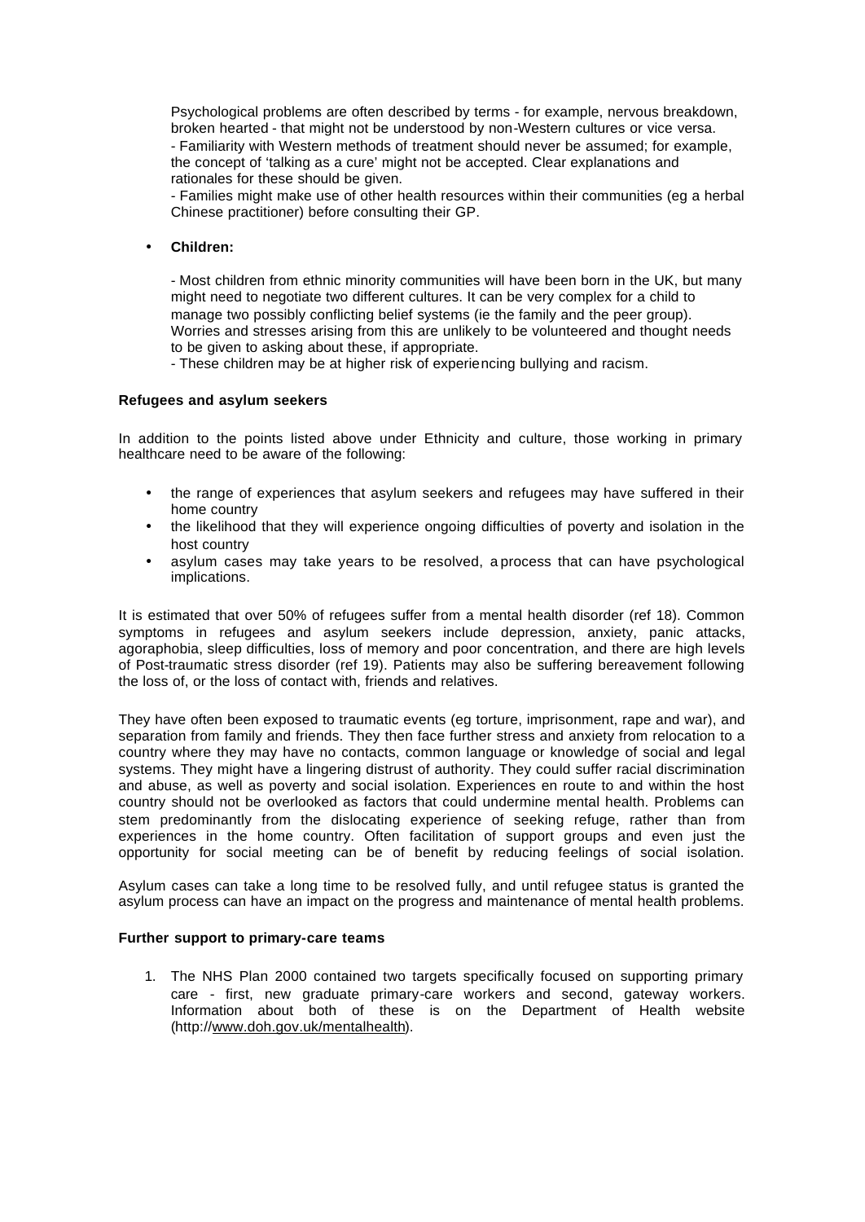Psychological problems are often described by terms - for example, nervous breakdown, broken hearted - that might not be understood by non-Western cultures or vice versa.
- Familiarity with Western methods of treatment should never be assumed; for example, the concept of 'talking as a cure' might not be accepted. Clear explanations and rationales for these should be given.
- Families might make use of other health resources within their communities (eg a herbal Chinese practitioner) before consulting their GP.

- **Children:**

  - Most children from ethnic minority communities will have been born in the UK, but many might need to negotiate two different cultures. It can be very complex for a child to manage two possibly conflicting belief systems (ie the family and the peer group). Worries and stresses arising from this are unlikely to be volunteered and thought needs to be given to asking about these, if appropriate.
  - These children may be at higher risk of experiencing bullying and racism.

**Refugees and asylum seekers**

In addition to the points listed above under Ethnicity and culture, those working in primary healthcare need to be aware of the following:

- the range of experiences that asylum seekers and refugees may have suffered in their home country
- the likelihood that they will experience ongoing difficulties of poverty and isolation in the host country
- asylum cases may take years to be resolved, a process that can have psychological implications.

It is estimated that over 50% of refugees suffer from a mental health disorder (ref 18). Common symptoms in refugees and asylum seekers include depression, anxiety, panic attacks, agoraphobia, sleep difficulties, loss of memory and poor concentration, and there are high levels of Post-traumatic stress disorder (ref 19). Patients may also be suffering bereavement following the loss of, or the loss of contact with, friends and relatives.

They have often been exposed to traumatic events (eg torture, imprisonment, rape and war), and separation from family and friends. They then face further stress and anxiety from relocation to a country where they may have no contacts, common language or knowledge of social and legal systems. They might have a lingering distrust of authority. They could suffer racial discrimination and abuse, as well as poverty and social isolation. Experiences en route to and within the host country should not be overlooked as factors that could undermine mental health. Problems can stem predominantly from the dislocating experience of seeking refuge, rather than from experiences in the home country. Often facilitation of support groups and even just the opportunity for social meeting can be of benefit by reducing feelings of social isolation.

Asylum cases can take a long time to be resolved fully, and until refugee status is granted the asylum process can have an impact on the progress and maintenance of mental health problems.

**Further support to primary-care teams**

1. The NHS Plan 2000 contained two targets specifically focused on supporting primary care - first, new graduate primary-care workers and second, gateway workers. Information about both of these is on the Department of Health website (http://www.doh.gov.uk/mentalhealth).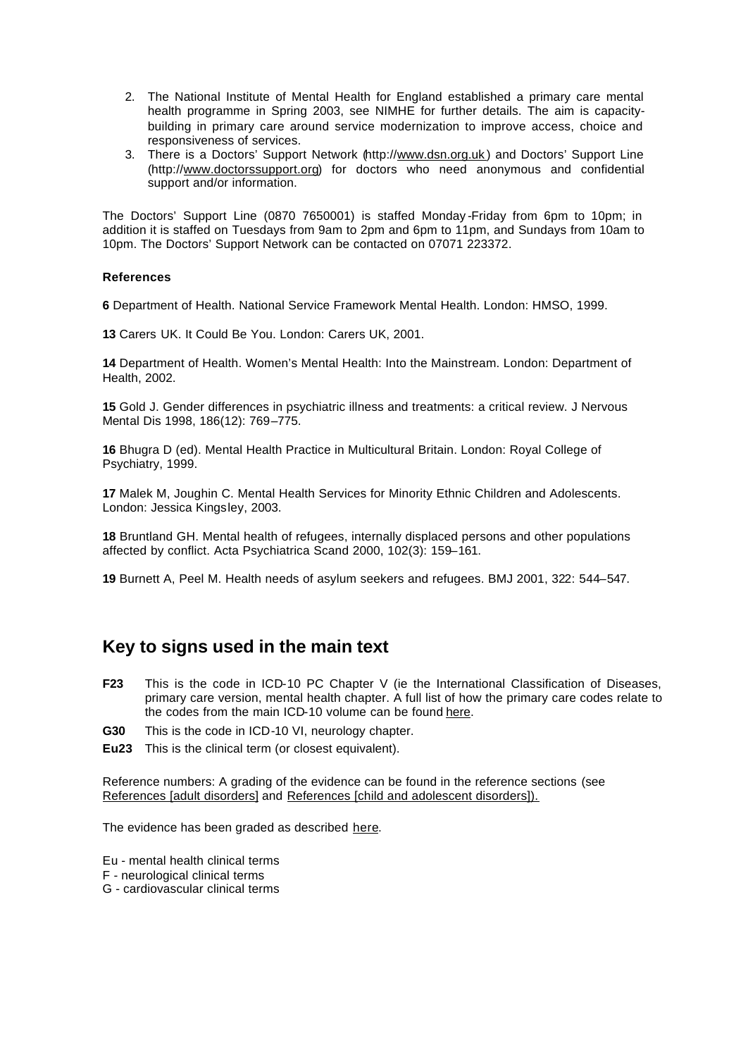2. The National Institute of Mental Health for England established a primary care mental health programme in Spring 2003, see NIMHE for further details. The aim is capacity-building in primary care around service modernization to improve access, choice and responsiveness of services.
3. There is a Doctors' Support Network (http://www.dsn.org.uk) and Doctors' Support Line (http://www.doctorssupport.org) for doctors who need anonymous and confidential support and/or information.

The Doctors' Support Line (0870 7650001) is staffed Monday-Friday from 6pm to 10pm; in addition it is staffed on Tuesdays from 9am to 2pm and 6pm to 11pm, and Sundays from 10am to 10pm. The Doctors' Support Network can be contacted on 07071 223372.

**References**

**6** Department of Health. National Service Framework Mental Health. London: HMSO, 1999.

**13** Carers UK. It Could Be You. London: Carers UK, 2001.

**14** Department of Health. Women's Mental Health: Into the Mainstream. London: Department of Health, 2002.

**15** Gold J. Gender differences in psychiatric illness and treatments: a critical review. J Nervous Mental Dis 1998, 186(12): 769–775.

**16** Bhugra D (ed). Mental Health Practice in Multicultural Britain. London: Royal College of Psychiatry, 1999.

**17** Malek M, Joughin C. Mental Health Services for Minority Ethnic Children and Adolescents. London: Jessica Kingsley, 2003.

**18** Bruntland GH. Mental health of refugees, internally displaced persons and other populations affected by conflict. Acta Psychiatrica Scand 2000, 102(3): 159–161.

**19** Burnett A, Peel M. Health needs of asylum seekers and refugees. BMJ 2001, 322: 544–547.

## Key to signs used in the main text

**F23** This is the code in ICD-10 PC Chapter V (ie the International Classification of Diseases, primary care version, mental health chapter. A full list of how the primary care codes relate to the codes from the main ICD-10 volume can be found here.

**G30** This is the code in ICD-10 VI, neurology chapter.

**Eu23** This is the clinical term (or closest equivalent).

Reference numbers: A grading of the evidence can be found in the reference sections (see References [adult disorders] and References [child and adolescent disorders]).

The evidence has been graded as described here.

Eu - mental health clinical terms
F - neurological clinical terms
G - cardiovascular clinical terms